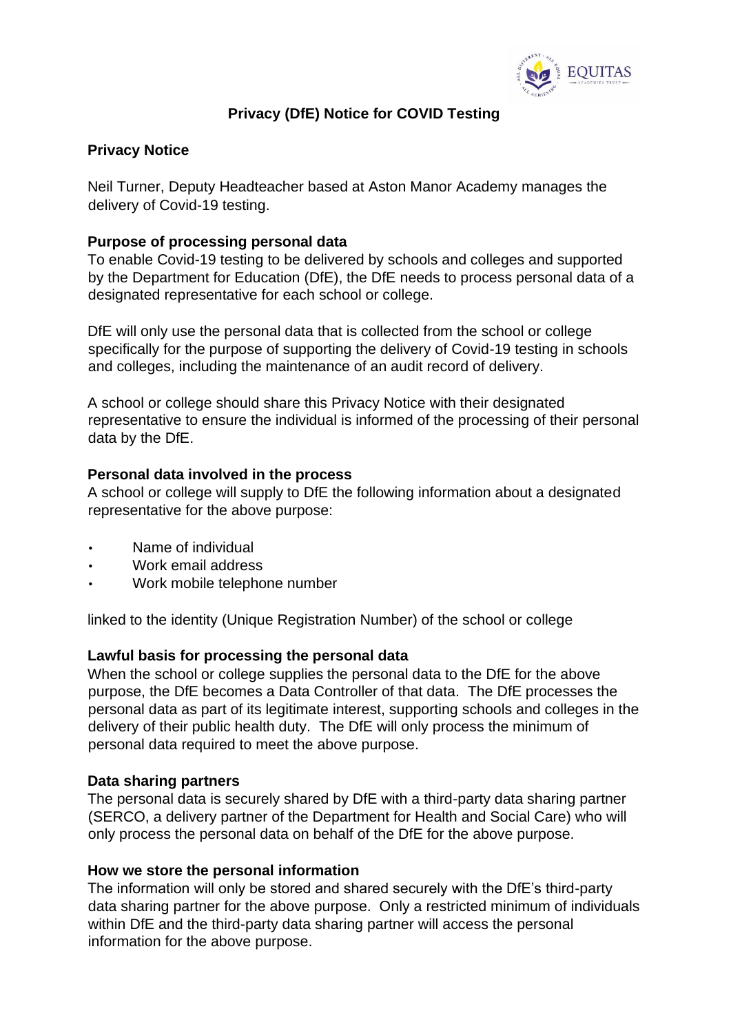# Privacy (DfE) Notice for COVID Testing

## Privacy Notice

Neil Turner, Deputy Headteacher based at Aston Manor Academy manages the delivery of Covid-19 testing.

### Purpose of processing personal data

To enable Covid-19 testing to be delivered by schools and colleges and supported by the Department for Education (DfE), the DfE needs to process personal data of a designated representative for each school or college.

DfE will only use the personal data that is collected from the school or college specifically for the purpose of supporting the delivery of Covid-19 testing in schools and colleges, including the maintenance of an audit record of delivery.

A school or college should share this Privacy Notice with their designated representative to ensure the individual is informed of the processing of their personal data by the DfE.

### Personal data involved in the process

A school or college will supply to DfE the following information about a designated representative for the above purpose:

- Name of individual
- Work email address
- Work mobile telephone number

linked to the identity (Unique Registration Number) of the school or college

### Lawful basis for processing the personal data

When the school or college supplies the personal data to the DfE for the above purpose, the DfE becomes a Data Controller of that data. The DfE processes the personal data as part of its legitimate interest, supporting schools and colleges in the delivery of their public health duty. The DfE will only process the minimum of personal data required to meet the above purpose.

### Data sharing partners

The personal data is securely shared by DfE with a third-party data sharing partner (SERCO, a delivery partner of the Department for Health and Social Care) who will only process the personal data on behalf of the DfE for the above purpose.

### How we store the personal information

The information will only be stored and shared securely with the DfE's third-party data sharing partner for the above purpose. Only a restricted minimum of individuals within DfE and the third-party data sharing partner will access the personal information for the above purpose.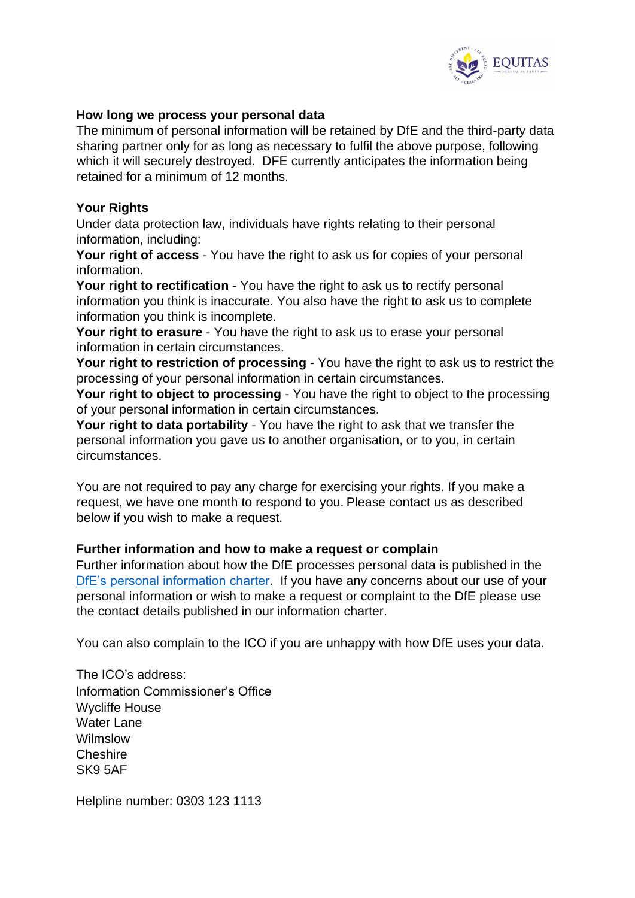### How long we process your personal data

The minimum of personal information will be retained by DfE and the third-party data sharing partner only for as long as necessary to fulfil the above purpose, following which it will securely destroyed. DFE currently anticipates the information being retained for a minimum of 12 months.

### Your Rights

Under data protection law, individuals have rights relating to their personal information, including:

**Your right of access** - You have the right to ask us for copies of your personal information.

**Your right to rectification** - You have the right to ask us to rectify personal information you think is inaccurate. You also have the right to ask us to complete information you think is incomplete.

**Your right to erasure** - You have the right to ask us to erase your personal information in certain circumstances.

**Your right to restriction of processing** - You have the right to ask us to restrict the processing of your personal information in certain circumstances.

**Your right to object to processing** - You have the right to object to the processing of your personal information in certain circumstances.

**Your right to data portability** - You have the right to ask that we transfer the personal information you gave us to another organisation, or to you, in certain circumstances.

You are not required to pay any charge for exercising your rights. If you make a request, we have one month to respond to you. Please contact us as described below if you wish to make a request.

### Further information and how to make a request or complain

Further information about how the DfE processes personal data is published in the DfE's personal information charter. If you have any concerns about our use of your personal information or wish to make a request or complaint to the DfE please use the contact details published in our information charter.

You can also complain to the ICO if you are unhappy with how DfE uses your data.

The ICO's address:
Information Commissioner's Office
Wycliffe House
Water Lane
Wilmslow
Cheshire
SK9 5AF

Helpline number: 0303 123 1113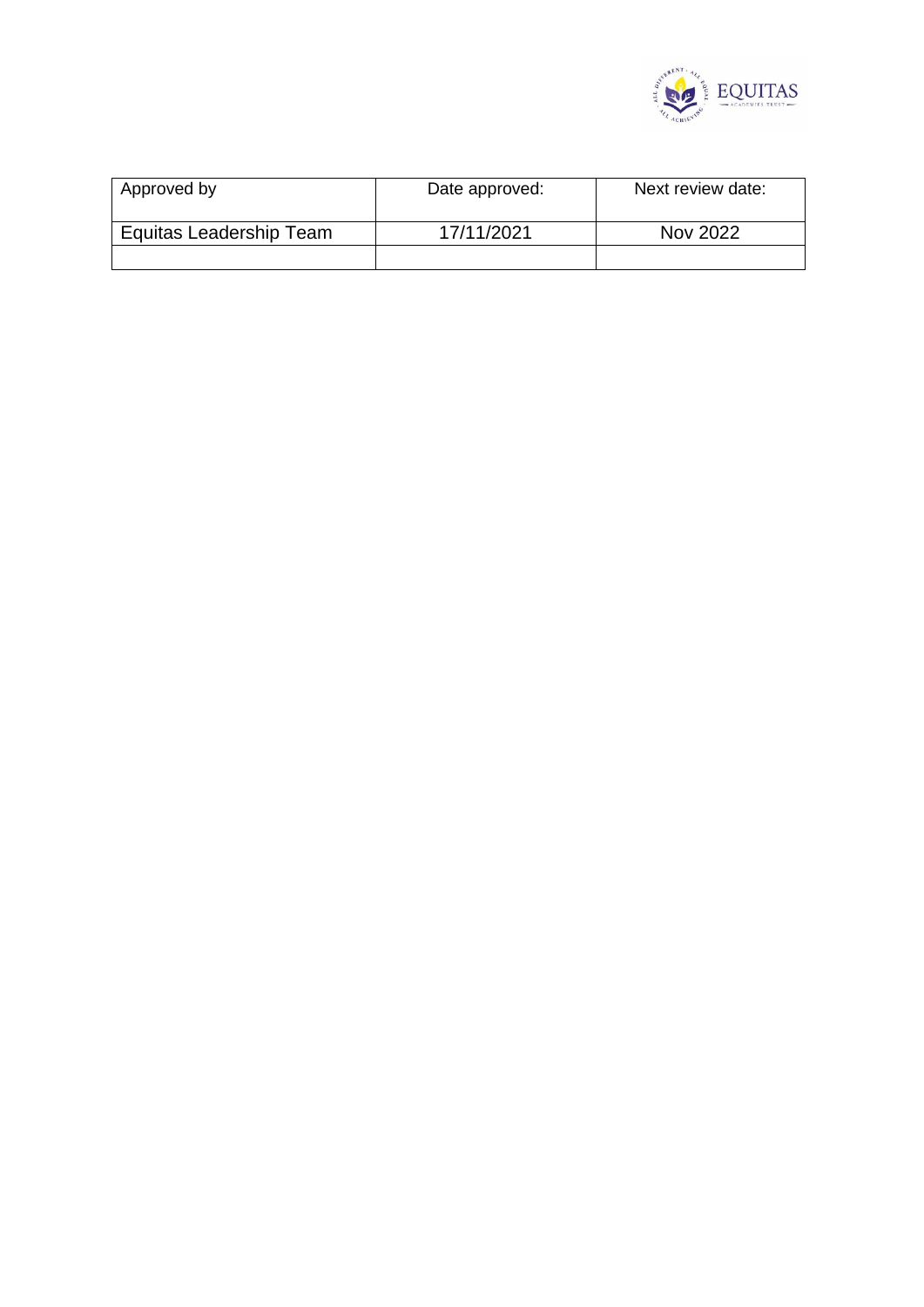| Approved by | Date approved: | Next review date: |
|---|---|---|
| Equitas Leadership Team | 17/11/2021 | Nov 2022 |
| | | |